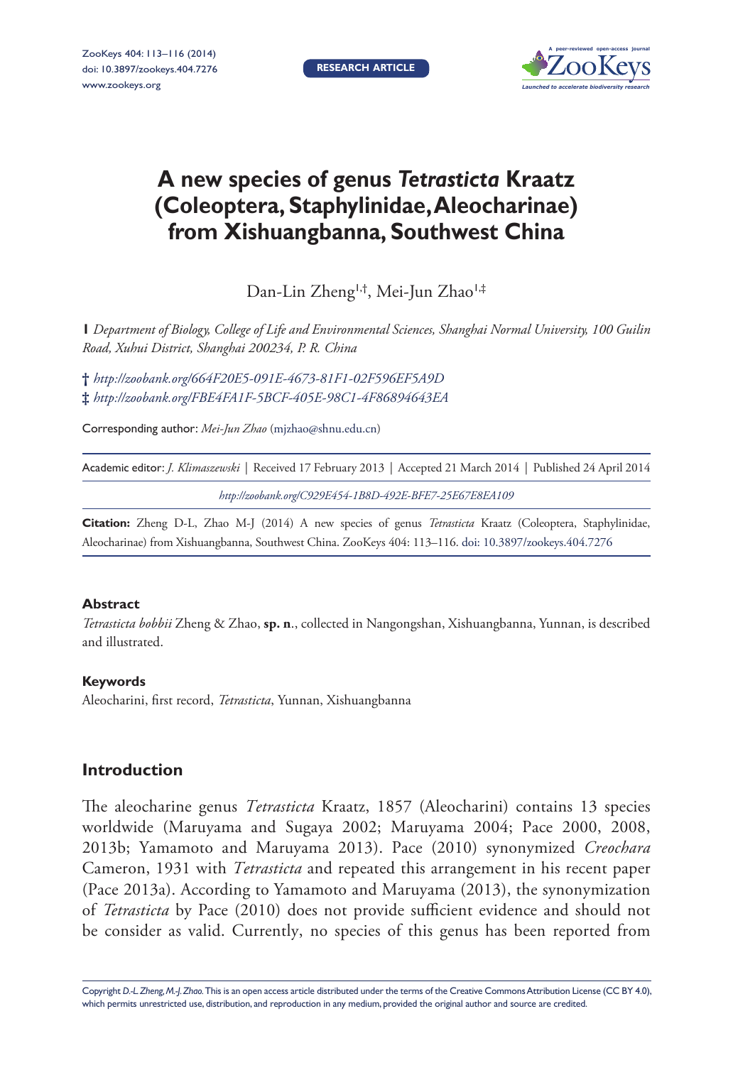RESEARCH ARTICLE

# A new species of genus *Tetrasticta* Kraatz (Coleoptera, Staphylinidae, Aleocharinae) from Xishuangbanna, Southwest China

Dan-Lin Zheng[1,†], Mei-Jun Zhao[1,‡]

**1** *Department of Biology, College of Life and Environmental Sciences, Shanghai Normal University, 100 Guilin Road, Xuhui District, Shanghai 200234, P. R. China*

† *http://zoobank.org/664F20E5-091E-4673-81F1-02F596EF5A9D*
‡ *http://zoobank.org/FBE4FA1F-5BCF-405E-98C1-4F86894643EA*

Corresponding author: *Mei-Jun Zhao* (mjzhao@shnu.edu.cn)

Academic editor: *J. Klimaszewski* | Received 17 February 2013 | Accepted 21 March 2014 | Published 24 April 2014

*http://zoobank.org/C929E454-1B8D-492E-BFE7-25E67E8EA109*

**Citation:** Zheng D-L, Zhao M-J (2014) A new species of genus *Tetrasticta* Kraatz (Coleoptera, Staphylinidae, Aleocharinae) from Xishuangbanna, Southwest China. ZooKeys 404: 113–116. doi: 10.3897/zookeys.404.7276

### Abstract

*Tetrasticta bobbii* Zheng & Zhao, **sp. n.**, collected in Nangongshan, Xishuangbanna, Yunnan, is described and illustrated.

### Keywords

Aleocharini, first record, *Tetrasticta*, Yunnan, Xishuangbanna

## Introduction

The aleocharine genus *Tetrasticta* Kraatz, 1857 (Aleocharini) contains 13 species worldwide (Maruyama and Sugaya 2002; Maruyama 2004; Pace 2000, 2008, 2013b; Yamamoto and Maruyama 2013). Pace (2010) synonymized *Creochara* Cameron, 1931 with *Tetrasticta* and repeated this arrangement in his recent paper (Pace 2013a). According to Yamamoto and Maruyama (2013), the synonymization of *Tetrasticta* by Pace (2010) does not provide sufficient evidence and should not be consider as valid. Currently, no species of this genus has been reported from

Copyright *D.-L. Zheng, M.-J. Zhao.* This is an open access article distributed under the terms of the Creative Commons Attribution License (CC BY 4.0), which permits unrestricted use, distribution, and reproduction in any medium, provided the original author and source are credited.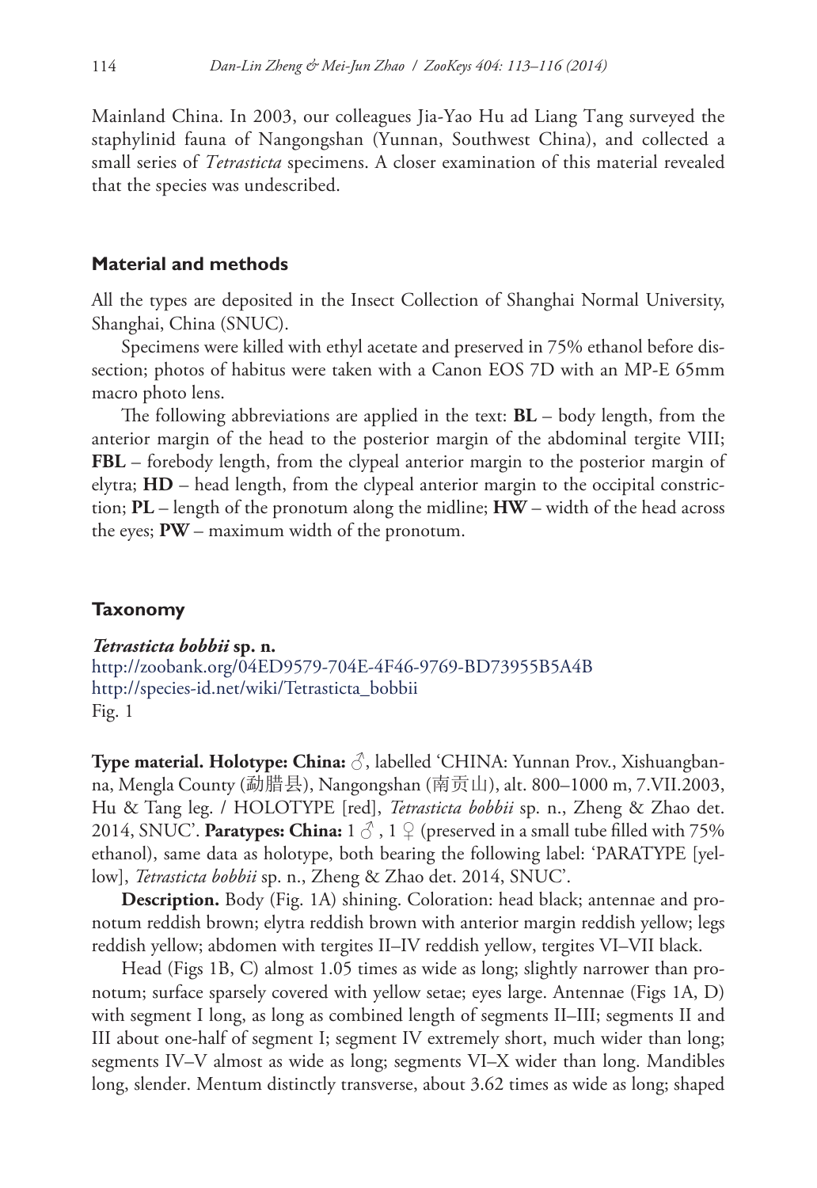Mainland China. In 2003, our colleagues Jia-Yao Hu ad Liang Tang surveyed the staphylinid fauna of Nangongshan (Yunnan, Southwest China), and collected a small series of *Tetrasticta* specimens. A closer examination of this material revealed that the species was undescribed.

## Material and methods

All the types are deposited in the Insect Collection of Shanghai Normal University, Shanghai, China (SNUC).

Specimens were killed with ethyl acetate and preserved in 75% ethanol before dissection; photos of habitus were taken with a Canon EOS 7D with an MP-E 65mm macro photo lens.

The following abbreviations are applied in the text: **BL** – body length, from the anterior margin of the head to the posterior margin of the abdominal tergite VIII; **FBL** – forebody length, from the clypeal anterior margin to the posterior margin of elytra; **HD** – head length, from the clypeal anterior margin to the occipital constriction; **PL** – length of the pronotum along the midline; **HW** – width of the head across the eyes; **PW** – maximum width of the pronotum.

## Taxonomy

***Tetrasticta bobbii*** **sp. n.**
http://zoobank.org/04ED9579-704E-4F46-9769-BD73955B5A4B
http://species-id.net/wiki/Tetrasticta_bobbii
Fig. 1

**Type material. Holotype: China:** ♂, labelled 'CHINA: Yunnan Prov., Xishuangbanna, Mengla County (勐腊县), Nangongshan (南贡山), alt. 800–1000 m, 7.VII.2003, Hu & Tang leg. / HOLOTYPE [red], *Tetrasticta bobbii* sp. n., Zheng & Zhao det. 2014, SNUC'. **Paratypes: China:** 1 ♂, 1 ♀ (preserved in a small tube filled with 75% ethanol), same data as holotype, both bearing the following label: 'PARATYPE [yellow], *Tetrasticta bobbii* sp. n., Zheng & Zhao det. 2014, SNUC'.

**Description.** Body (Fig. 1A) shining. Coloration: head black; antennae and pronotum reddish brown; elytra reddish brown with anterior margin reddish yellow; legs reddish yellow; abdomen with tergites II–IV reddish yellow, tergites VI–VII black.

Head (Figs 1B, C) almost 1.05 times as wide as long; slightly narrower than pronotum; surface sparsely covered with yellow setae; eyes large. Antennae (Figs 1A, D) with segment I long, as long as combined length of segments II–III; segments II and III about one-half of segment I; segment IV extremely short, much wider than long; segments IV–V almost as wide as long; segments VI–X wider than long. Mandibles long, slender. Mentum distinctly transverse, about 3.62 times as wide as long; shaped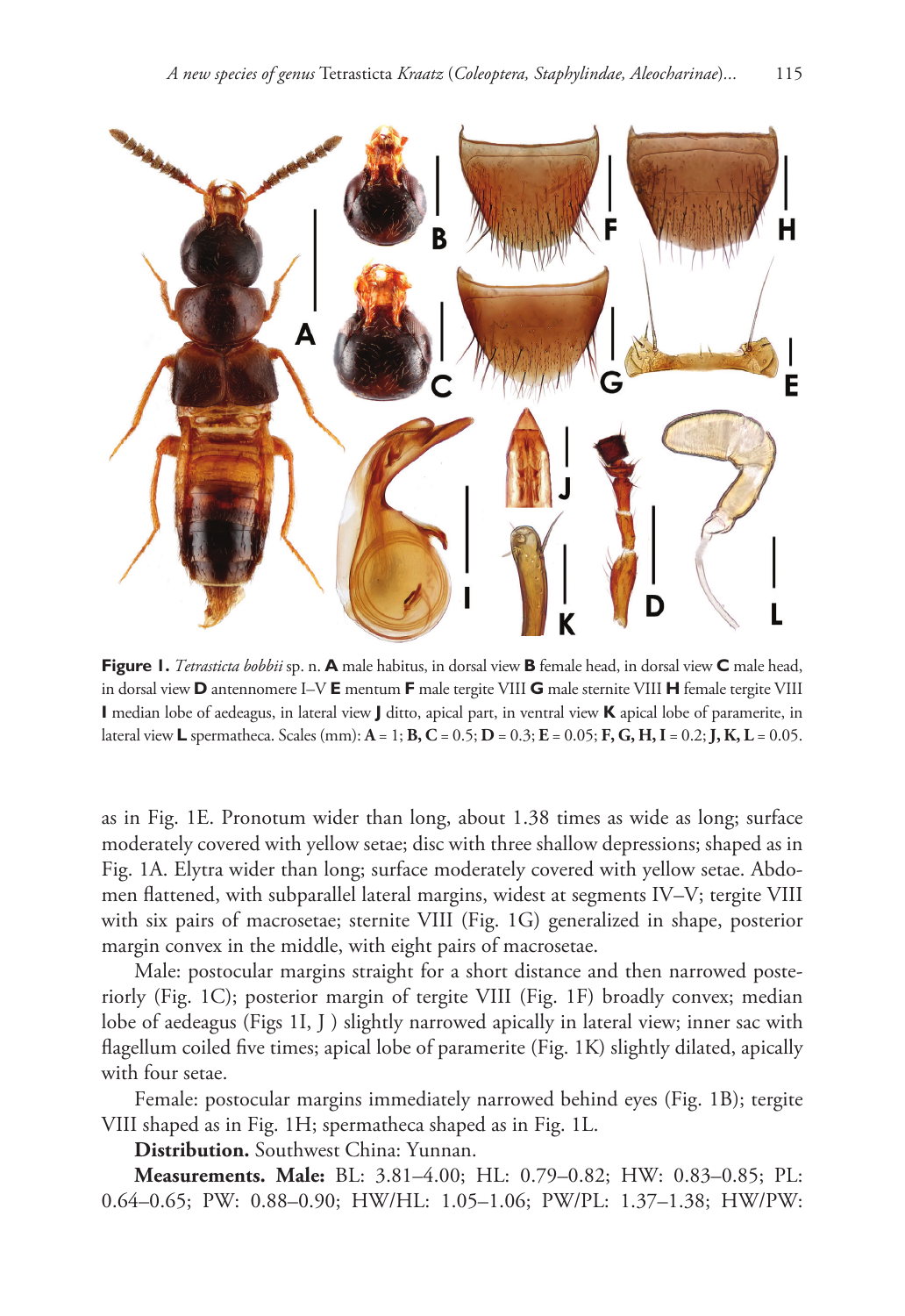**Figure 1.** *Tetrasticta bobbii* sp. n. **A** male habitus, in dorsal view **B** female head, in dorsal view **C** male head, in dorsal view **D** antennomere I–V **E** mentum **F** male tergite VIII **G** male sternite VIII **H** female tergite VIII **I** median lobe of aedeagus, in lateral view **J** ditto, apical part, in ventral view **K** apical lobe of paramerite, in lateral view **L** spermatheca. Scales (mm): **A** = 1; **B, C** = 0.5; **D** = 0.3; **E** = 0.05; **F, G, H, I** = 0.2; **J, K, L** = 0.05.

as in Fig. 1E. Pronotum wider than long, about 1.38 times as wide as long; surface moderately covered with yellow setae; disc with three shallow depressions; shaped as in Fig. 1A. Elytra wider than long; surface moderately covered with yellow setae. Abdomen flattened, with subparallel lateral margins, widest at segments IV–V; tergite VIII with six pairs of macrosetae; sternite VIII (Fig. 1G) generalized in shape, posterior margin convex in the middle, with eight pairs of macrosetae.

Male: postocular margins straight for a short distance and then narrowed posteriorly (Fig. 1C); posterior margin of tergite VIII (Fig. 1F) broadly convex; median lobe of aedeagus (Figs 1I, J ) slightly narrowed apically in lateral view; inner sac with flagellum coiled five times; apical lobe of paramerite (Fig. 1K) slightly dilated, apically with four setae.

Female: postocular margins immediately narrowed behind eyes (Fig. 1B); tergite VIII shaped as in Fig. 1H; spermatheca shaped as in Fig. 1L.

**Distribution.** Southwest China: Yunnan.

**Measurements. Male:** BL: 3.81–4.00; HL: 0.79–0.82; HW: 0.83–0.85; PL: 0.64–0.65; PW: 0.88–0.90; HW/HL: 1.05–1.06; PW/PL: 1.37–1.38; HW/PW: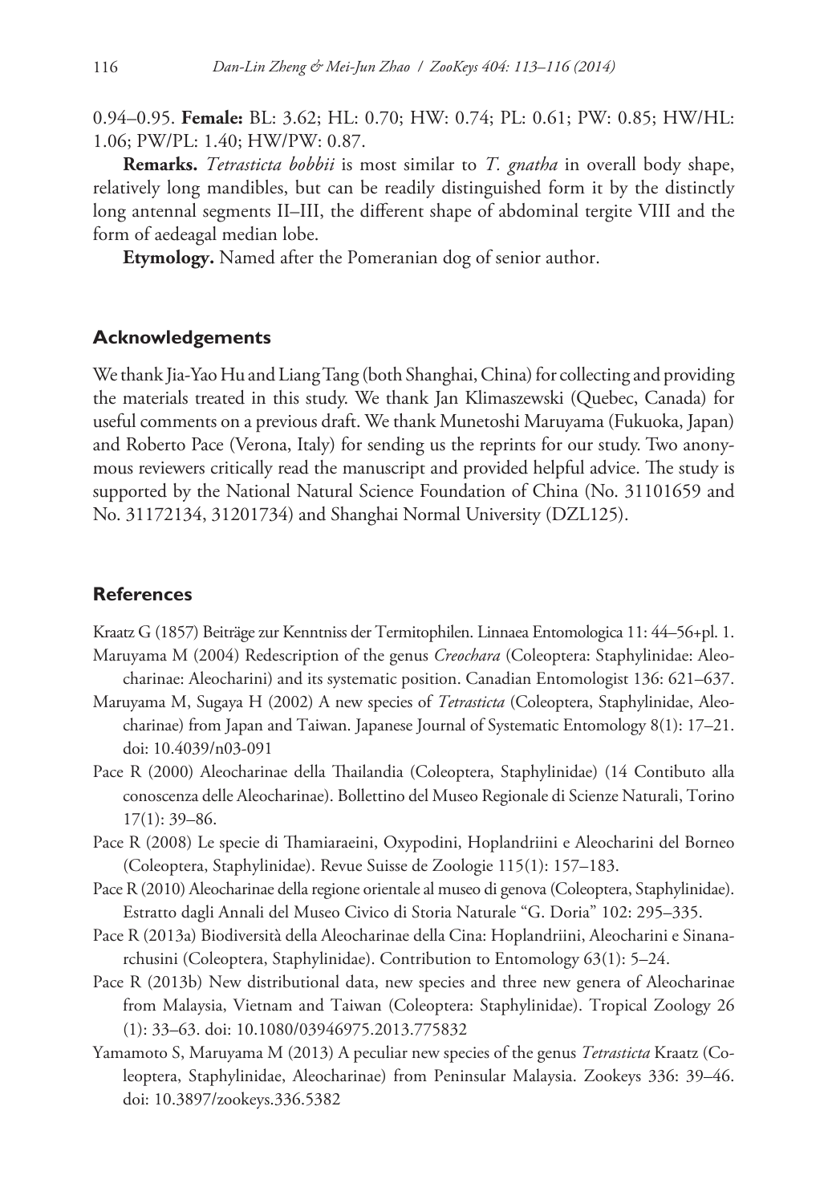0.94–0.95. **Female:** BL: 3.62; HL: 0.70; HW: 0.74; PL: 0.61; PW: 0.85; HW/HL: 1.06; PW/PL: 1.40; HW/PW: 0.87.

**Remarks.** *Tetrasticta bobbii* is most similar to *T. gnatha* in overall body shape, relatively long mandibles, but can be readily distinguished form it by the distinctly long antennal segments II–III, the different shape of abdominal tergite VIII and the form of aedeagal median lobe.

**Etymology.** Named after the Pomeranian dog of senior author.

## Acknowledgements

We thank Jia-Yao Hu and Liang Tang (both Shanghai, China) for collecting and providing the materials treated in this study. We thank Jan Klimaszewski (Quebec, Canada) for useful comments on a previous draft. We thank Munetoshi Maruyama (Fukuoka, Japan) and Roberto Pace (Verona, Italy) for sending us the reprints for our study. Two anonymous reviewers critically read the manuscript and provided helpful advice. The study is supported by the National Natural Science Foundation of China (No. 31101659 and No. 31172134, 31201734) and Shanghai Normal University (DZL125).

## References

Kraatz G (1857) Beiträge zur Kenntniss der Termitophilen. Linnaea Entomologica 11: 44–56+pl. 1.

Maruyama M (2004) Redescription of the genus *Creochara* (Coleoptera: Staphylinidae: Aleocharinae: Aleocharini) and its systematic position. Canadian Entomologist 136: 621–637.

Maruyama M, Sugaya H (2002) A new species of *Tetrasticta* (Coleoptera, Staphylinidae, Aleocharinae) from Japan and Taiwan. Japanese Journal of Systematic Entomology 8(1): 17–21. doi: 10.4039/n03-091

Pace R (2000) Aleocharinae della Thailandia (Coleoptera, Staphylinidae) (14 Contibuto alla conoscenza delle Aleocharinae). Bollettino del Museo Regionale di Scienze Naturali, Torino 17(1): 39–86.

Pace R (2008) Le specie di Thamiaraeini, Oxypodini, Hoplandriini e Aleocharini del Borneo (Coleoptera, Staphylinidae). Revue Suisse de Zoologie 115(1): 157–183.

Pace R (2010) Aleocharinae della regione orientale al museo di genova (Coleoptera, Staphylinidae). Estratto dagli Annali del Museo Civico di Storia Naturale "G. Doria" 102: 295–335.

Pace R (2013a) Biodiversità della Aleocharinae della Cina: Hoplandriini, Aleocharini e Sinanarchusini (Coleoptera, Staphylinidae). Contribution to Entomology 63(1): 5–24.

Pace R (2013b) New distributional data, new species and three new genera of Aleocharinae from Malaysia, Vietnam and Taiwan (Coleoptera: Staphylinidae). Tropical Zoology 26 (1): 33–63. doi: 10.1080/03946975.2013.775832

Yamamoto S, Maruyama M (2013) A peculiar new species of the genus *Tetrasticta* Kraatz (Coleoptera, Staphylinidae, Aleocharinae) from Peninsular Malaysia. Zookeys 336: 39–46. doi: 10.3897/zookeys.336.5382